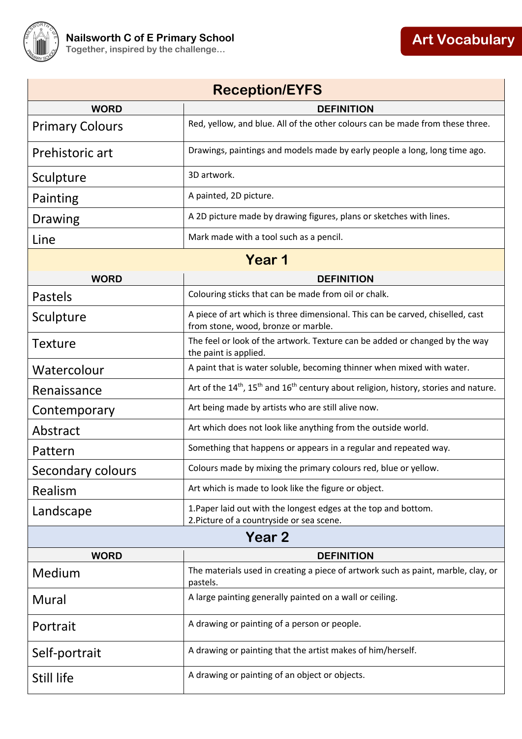Nailsworth C of E Primary School
Together, inspired by the challenge…

# Art Vocabulary

## Reception/EYFS

| WORD | DEFINITION |
|---|---|
| Primary Colours | Red, yellow, and blue. All of the other colours can be made from these three. |
| Prehistoric art | Drawings, paintings and models made by early people a long, long time ago. |
| Sculpture | 3D artwork. |
| Painting | A painted, 2D picture. |
| Drawing | A 2D picture made by drawing figures, plans or sketches with lines. |
| Line | Mark made with a tool such as a pencil. |

## Year 1

| WORD | DEFINITION |
|---|---|
| Pastels | Colouring sticks that can be made from oil or chalk. |
| Sculpture | A piece of art which is three dimensional. This can be carved, chiselled, cast from stone, wood, bronze or marble. |
| Texture | The feel or look of the artwork. Texture can be added or changed by the way the paint is applied. |
| Watercolour | A paint that is water soluble, becoming thinner when mixed with water. |
| Renaissance | Art of the 14th, 15th and 16th century about religion, history, stories and nature. |
| Contemporary | Art being made by artists who are still alive now. |
| Abstract | Art which does not look like anything from the outside world. |
| Pattern | Something that happens or appears in a regular and repeated way. |
| Secondary colours | Colours made by mixing the primary colours red, blue or yellow. |
| Realism | Art which is made to look like the figure or object. |
| Landscape | 1.Paper laid out with the longest edges at the top and bottom.<br>2.Picture of a countryside or sea scene. |

## Year 2

| WORD | DEFINITION |
|---|---|
| Medium | The materials used in creating a piece of artwork such as paint, marble, clay, or pastels. |
| Mural | A large painting generally painted on a wall or ceiling. |
| Portrait | A drawing or painting of a person or people. |
| Self-portrait | A drawing or painting that the artist makes of him/herself. |
| Still life | A drawing or painting of an object or objects. |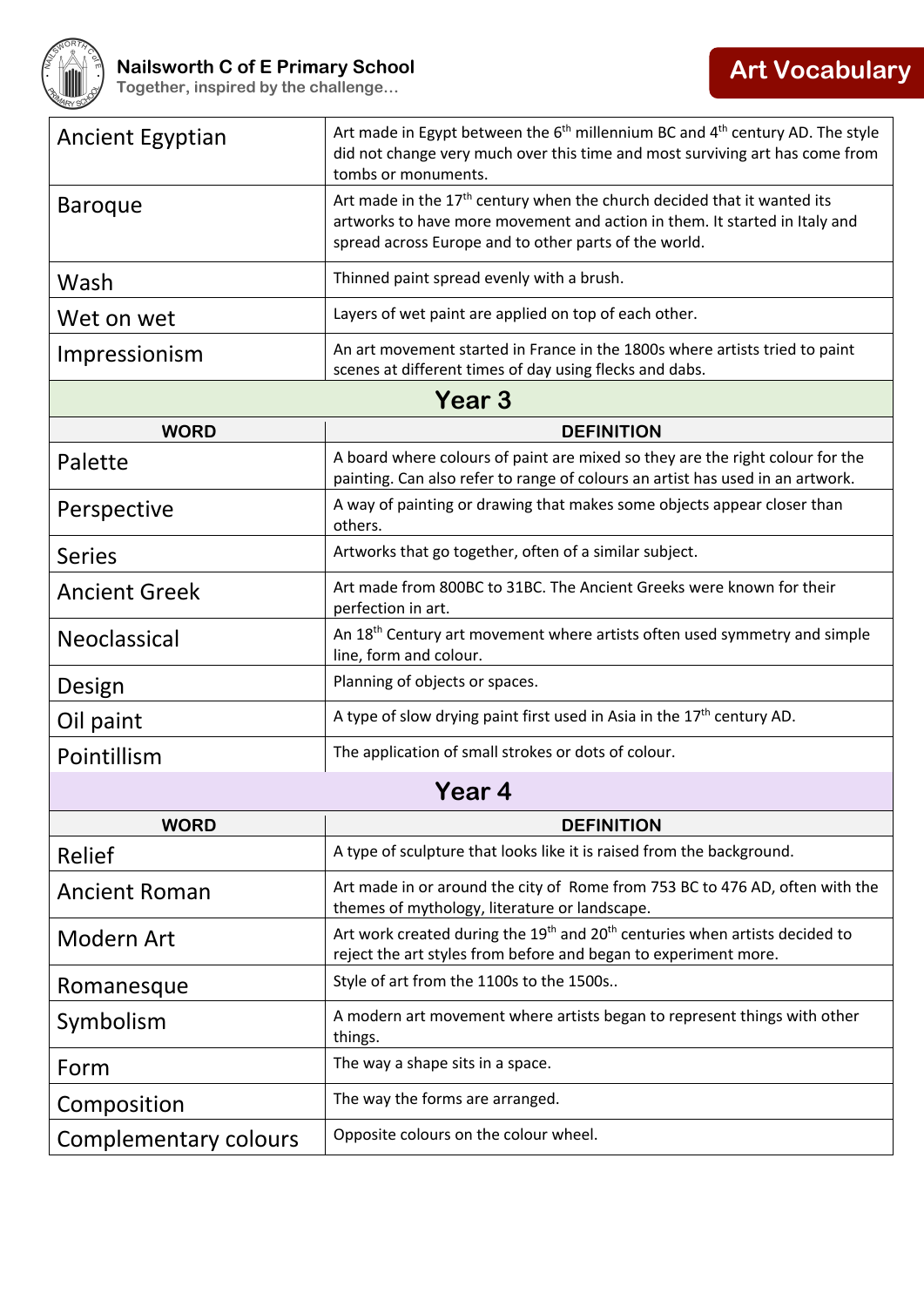| Ancient Egyptian | Art made in Egypt between the 6th millennium BC and 4th century AD. The style did not change very much over this time and most surviving art has come from tombs or monuments. |
|---|---|
| Baroque | Art made in the 17th century when the church decided that it wanted its artworks to have more movement and action in them. It started in Italy and spread across Europe and to other parts of the world. |
| Wash | Thinned paint spread evenly with a brush. |
| Wet on wet | Layers of wet paint are applied on top of each other. |
| Impressionism | An art movement started in France in the 1800s where artists tried to paint scenes at different times of day using flecks and dabs. |

## Year 3

| WORD | DEFINITION |
|---|---|
| Palette | A board where colours of paint are mixed so they are the right colour for the painting. Can also refer to range of colours an artist has used in an artwork. |
| Perspective | A way of painting or drawing that makes some objects appear closer than others. |
| Series | Artworks that go together, often of a similar subject. |
| Ancient Greek | Art made from 800BC to 31BC. The Ancient Greeks were known for their perfection in art. |
| Neoclassical | An 18th Century art movement where artists often used symmetry and simple line, form and colour. |
| Design | Planning of objects or spaces. |
| Oil paint | A type of slow drying paint first used in Asia in the 17th century AD. |
| Pointillism | The application of small strokes or dots of colour. |

## Year 4

| WORD | DEFINITION |
|---|---|
| Relief | A type of sculpture that looks like it is raised from the background. |
| Ancient Roman | Art made in or around the city of Rome from 753 BC to 476 AD, often with the themes of mythology, literature or landscape. |
| Modern Art | Art work created during the 19th and 20th centuries when artists decided to reject the art styles from before and began to experiment more. |
| Romanesque | Style of art from the 1100s to the 1500s.. |
| Symbolism | A modern art movement where artists began to represent things with other things. |
| Form | The way a shape sits in a space. |
| Composition | The way the forms are arranged. |
| Complementary colours | Opposite colours on the colour wheel. |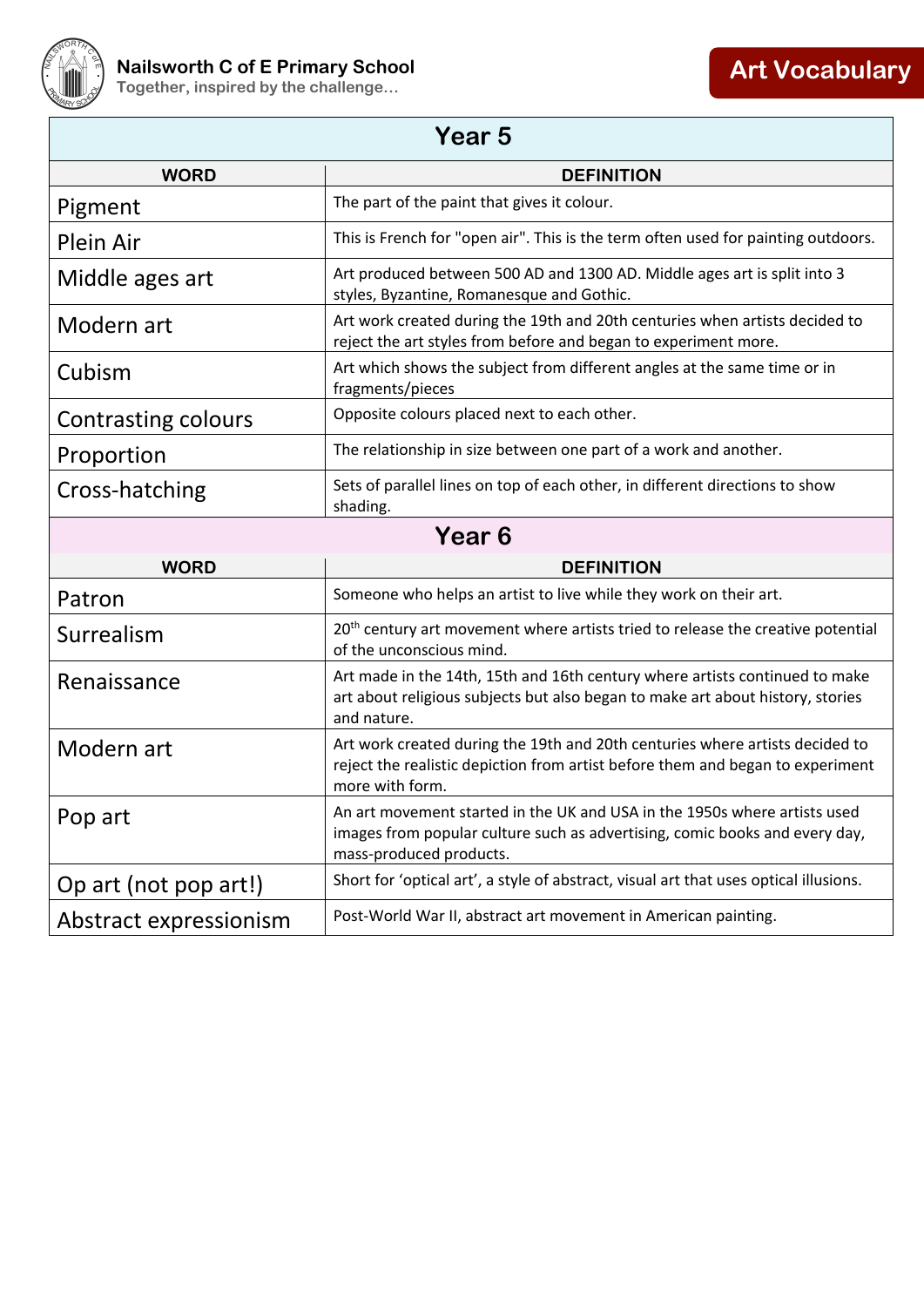**Nailsworth C of E Primary School**
Together, inspired by the challenge…

# Art Vocabulary

## Year 5

| WORD | DEFINITION |
|---|---|
| Pigment | The part of the paint that gives it colour. |
| Plein Air | This is French for "open air". This is the term often used for painting outdoors. |
| Middle ages art | Art produced between 500 AD and 1300 AD. Middle ages art is split into 3 styles, Byzantine, Romanesque and Gothic. |
| Modern art | Art work created during the 19th and 20th centuries when artists decided to reject the art styles from before and began to experiment more. |
| Cubism | Art which shows the subject from different angles at the same time or in fragments/pieces |
| Contrasting colours | Opposite colours placed next to each other. |
| Proportion | The relationship in size between one part of a work and another. |
| Cross-hatching | Sets of parallel lines on top of each other, in different directions to show shading. |

## Year 6

| WORD | DEFINITION |
|---|---|
| Patron | Someone who helps an artist to live while they work on their art. |
| Surrealism | 20th century art movement where artists tried to release the creative potential of the unconscious mind. |
| Renaissance | Art made in the 14th, 15th and 16th century where artists continued to make art about religious subjects but also began to make art about history, stories and nature. |
| Modern art | Art work created during the 19th and 20th centuries where artists decided to reject the realistic depiction from artist before them and began to experiment more with form. |
| Pop art | An art movement started in the UK and USA in the 1950s where artists used images from popular culture such as advertising, comic books and every day, mass-produced products. |
| Op art (not pop art!) | Short for 'optical art', a style of abstract, visual art that uses optical illusions. |
| Abstract expressionism | Post-World War II, abstract art movement in American painting. |